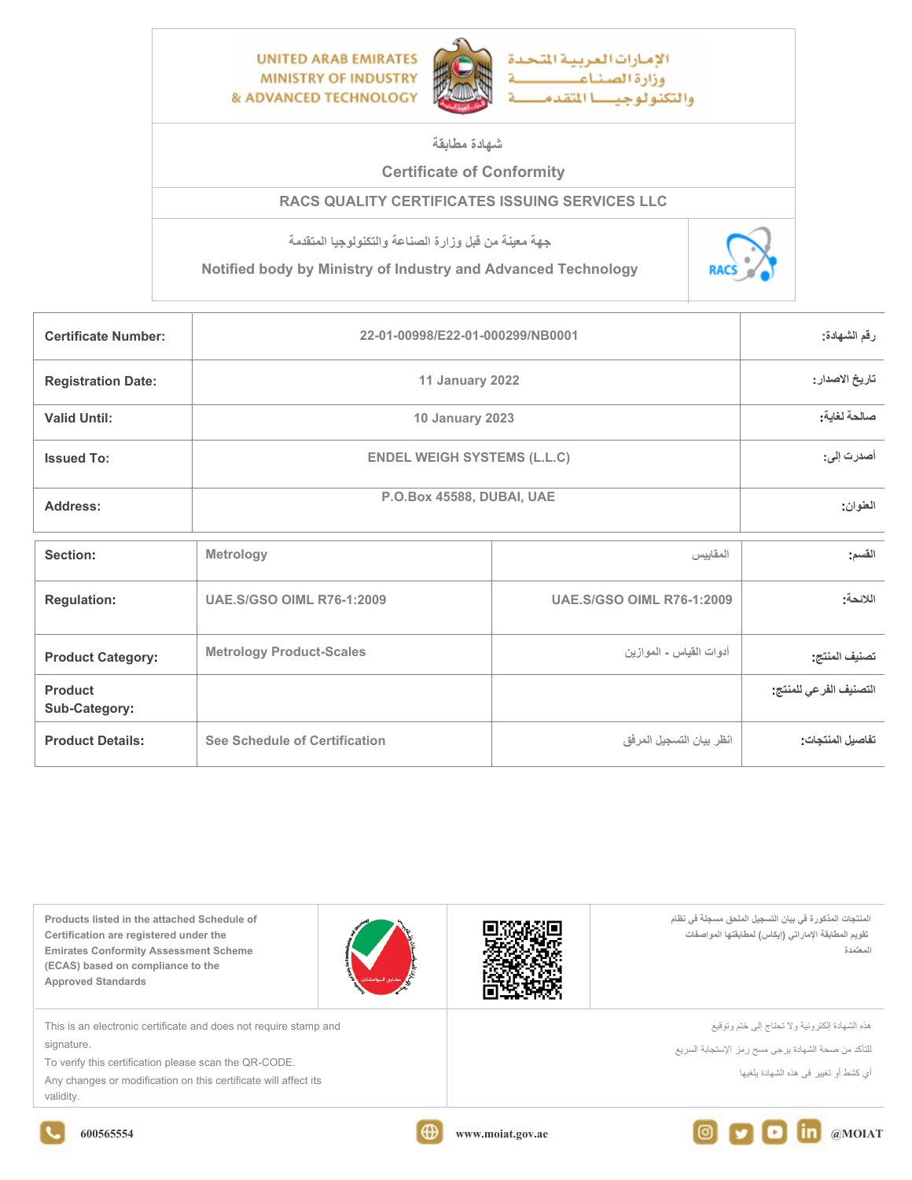UNITED ARAB EMIRATES
MINISTRY OF INDUSTRY
& ADVANCED TECHNOLOGY

الإمارات العربية المتحدة
وزارة الصناعة
والتكنولوجيا المتقدمة

# شهادة مطابقة

# Certificate of Conformity

## RACS QUALITY CERTIFICATES ISSUING SERVICES LLC

جهة معينة من قبل وزارة الصناعة والتكنولوجيا المتقدمة

Notified body by Ministry of Industry and Advanced Technology

RACS

| | | |
|---|---|---|
| **Certificate Number:** | 22-01-00998/E22-01-000299/NB0001 | رقم الشهادة: |
| **Registration Date:** | 11 January 2022 | تاريخ الاصدار: |
| **Valid Until:** | 10 January 2023 | صالحة لغاية: |
| **Issued To:** | ENDEL WEIGH SYSTEMS (L.L.C) | أصدرت إلى: |
| **Address:** | P.O.Box 45588, DUBAI, UAE | العنوان: |

| | | | |
|---|---|---|---|
| **Section:** | Metrology | المقاييس | القسم: |
| **Regulation:** | UAE.S/GSO OIML R76-1:2009 | UAE.S/GSO OIML R76-1:2009 | اللائحة: |
| **Product Category:** | Metrology Product-Scales | أدوات القياس - الموازين | تصنيف المنتج: |
| **Product Sub-Category:** | | | التصنيف الفرعي للمنتج: |
| **Product Details:** | See Schedule of Certification | انظر بيان التسجيل المرفق | تفاصيل المنتجات: |

**Products listed in the attached Schedule of Certification are registered under the Emirates Conformity Assessment Scheme (ECAS) based on compliance to the Approved Standards**

المنتجات المذكورة في بيان التسجيل الملحق مسجلة في نظام تقويم المطابقة الإماراتي (إيكاس) لمطابقتها المواصفات المعتمدة

This is an electronic certificate and does not require stamp and signature.
To verify this certification please scan the QR-CODE.
Any changes or modification on this certificate will affect its validity.

هذه الشهادة إلكترونية ولا تحتاج إلى ختم وتوقيع
للتأكد من صحة الشهادة يرجى مسح رمز الاستجابة السريع
أي كشط أو تغيير في هذه الشهادة يلغيها

600565554 | www.moiat.gov.ae | @MOIAT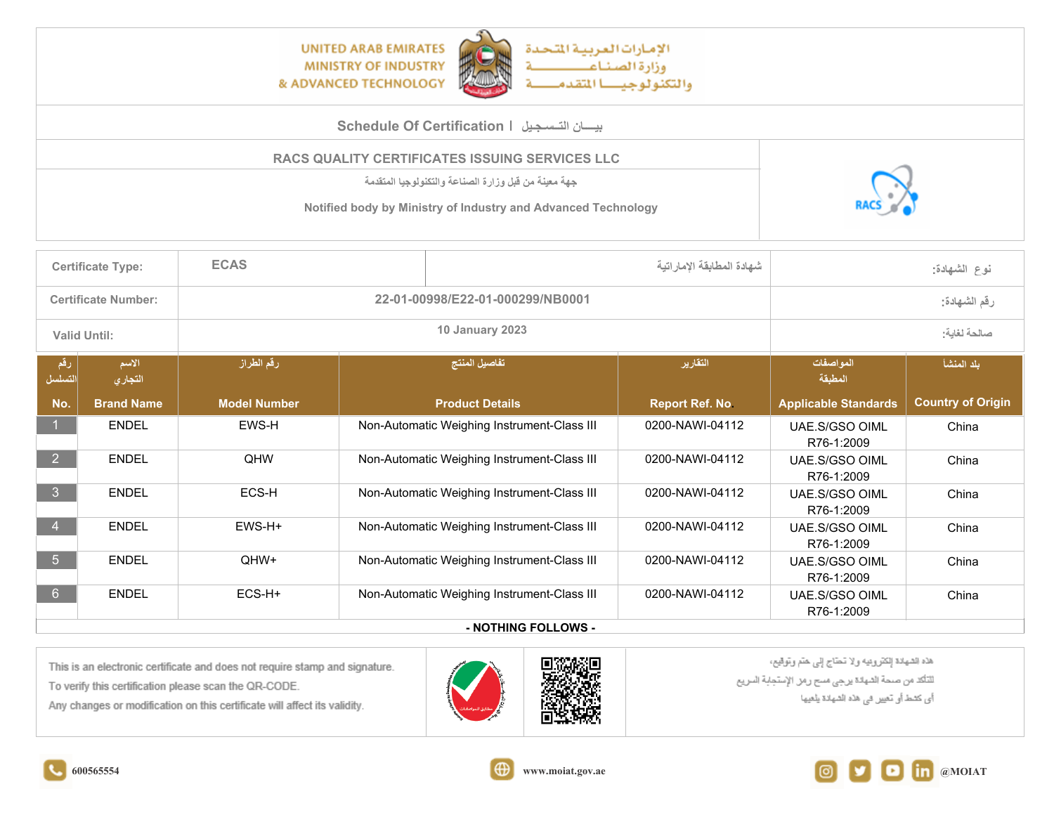UNITED ARAB EMIRATES
MINISTRY OF INDUSTRY
& ADVANCED TECHNOLOGY

الإمارات العربية المتحدة
وزارة الصناعة
والتكنولوجيا المتقدمة

## Schedule Of Certification | بيان التسجيل

### RACS QUALITY CERTIFICATES ISSUING SERVICES LLC

جهة معينة من قبل وزارة الصناعة والتكنولوجيا المتقدمة

Notified body by Ministry of Industry and Advanced Technology

RACS

| | | | |
|---|---|---|---|
| Certificate Type: | ECAS | شهادة المطابقة الإماراتية | نوع الشهادة: |
| Certificate Number: | 22-01-00998/E22-01-000299/NB0001 | | رقم الشهادة: |
| Valid Until: | 10 January 2023 | | صالحة لغاية: |

| رقم التسلسل No. | الاسم التجاري Brand Name | رقم الطراز Model Number | تفاصيل المنتج Product Details | التقارير Report Ref. No. | المواصفات المطبقة Applicable Standards | بلد المنشأ Country of Origin |
|---|---|---|---|---|---|---|
| 1 | ENDEL | EWS-H | Non-Automatic Weighing Instrument-Class III | 0200-NAWI-04112 | UAE.S/GSO OIML R76-1:2009 | China |
| 2 | ENDEL | QHW | Non-Automatic Weighing Instrument-Class III | 0200-NAWI-04112 | UAE.S/GSO OIML R76-1:2009 | China |
| 3 | ENDEL | ECS-H | Non-Automatic Weighing Instrument-Class III | 0200-NAWI-04112 | UAE.S/GSO OIML R76-1:2009 | China |
| 4 | ENDEL | EWS-H+ | Non-Automatic Weighing Instrument-Class III | 0200-NAWI-04112 | UAE.S/GSO OIML R76-1:2009 | China |
| 5 | ENDEL | QHW+ | Non-Automatic Weighing Instrument-Class III | 0200-NAWI-04112 | UAE.S/GSO OIML R76-1:2009 | China |
| 6 | ENDEL | ECS-H+ | Non-Automatic Weighing Instrument-Class III | 0200-NAWI-04112 | UAE.S/GSO OIML R76-1:2009 | China |

**- NOTHING FOLLOWS -**

This is an electronic certificate and does not require stamp and signature.
To verify this certification please scan the QR-CODE.
Any changes or modification on this certificate will affect its validity.

هذه الشهادة إلكترونية ولا تحتاج إلى ختم وتوقيع،
للتأكد من صحة الشهادة يرجى مسح رمز الإستجابة السريع
أي كشط أو تعيير في هذه الشهادة يلغيها

600565554 | www.moiat.gov.ae | @MOIAT